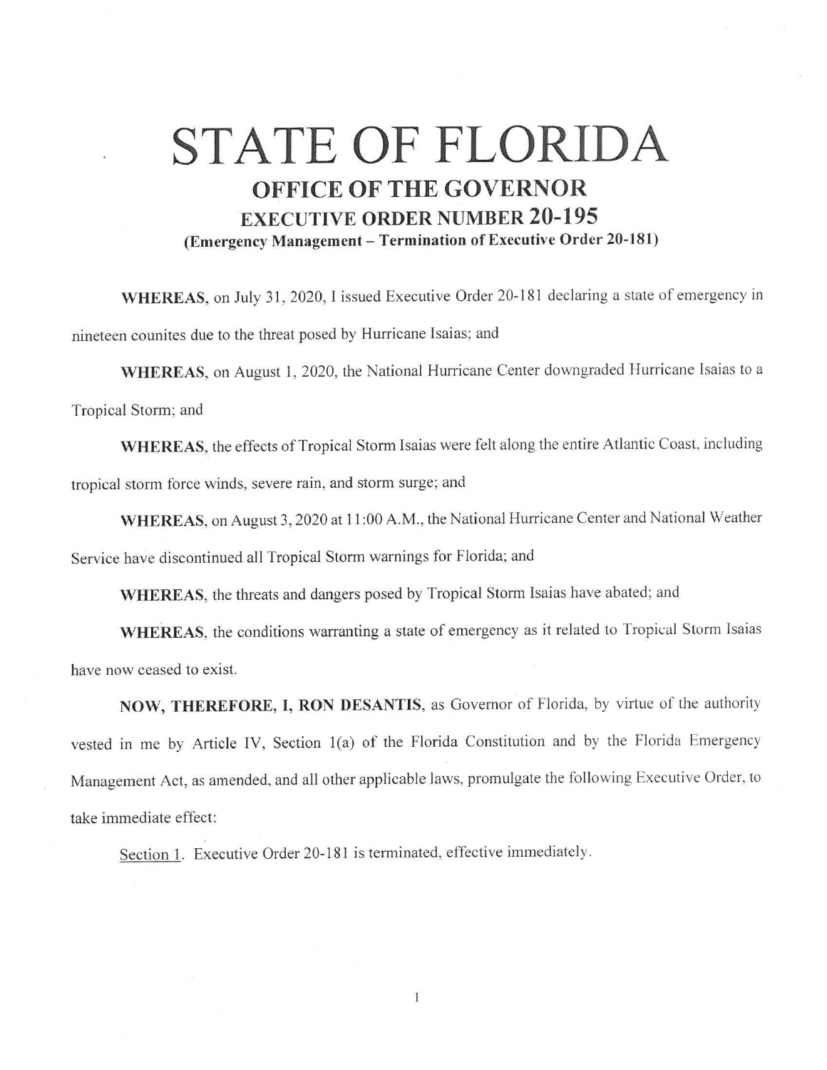# STATE OF FLORIDA

## OFFICE OF THE GOVERNOR

### EXECUTIVE ORDER NUMBER 20-195

**(Emergency Management – Termination of Executive Order 20-181)**

**WHEREAS**, on July 31, 2020, I issued Executive Order 20-181 declaring a state of emergency in nineteen counites due to the threat posed by Hurricane Isaias; and

**WHEREAS**, on August 1, 2020, the National Hurricane Center downgraded Hurricane Isaias to a Tropical Storm; and

**WHEREAS**, the effects of Tropical Storm Isaias were felt along the entire Atlantic Coast, including tropical storm force winds, severe rain, and storm surge; and

**WHEREAS**, on August 3, 2020 at 11:00 A.M., the National Hurricane Center and National Weather Service have discontinued all Tropical Storm warnings for Florida; and

**WHEREAS**, the threats and dangers posed by Tropical Storm Isaias have abated; and

**WHEREAS**, the conditions warranting a state of emergency as it related to Tropical Storm Isaias have now ceased to exist.

**NOW, THEREFORE, I, RON DESANTIS**, as Governor of Florida, by virtue of the authority vested in me by Article IV, Section 1(a) of the Florida Constitution and by the Florida Emergency Management Act, as amended, and all other applicable laws, promulgate the following Executive Order, to take immediate effect:

Section 1. Executive Order 20-181 is terminated, effective immediately.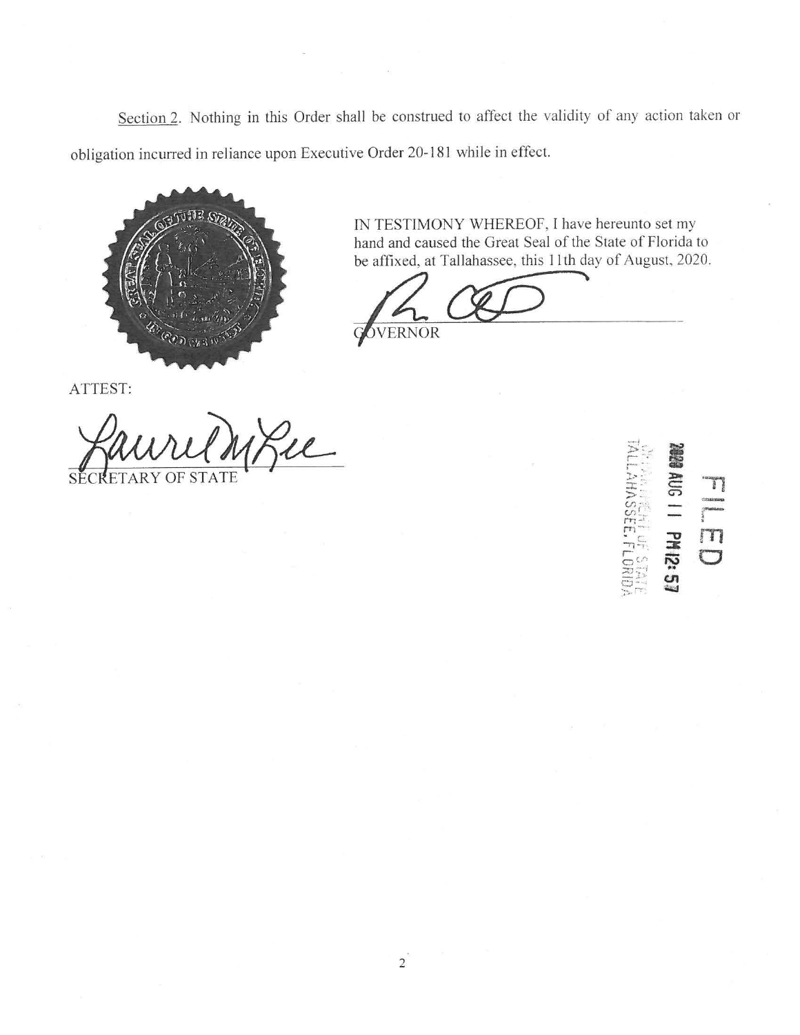Section 2. Nothing in this Order shall be construed to affect the validity of any action taken or obligation incurred in reliance upon Executive Order 20-181 while in effect.

IN TESTIMONY WHEREOF, I have hereunto set my hand and caused the Great Seal of the State of Florida to be affixed, at Tallahassee, this 11th day of August, 2020.

GOVERNOR

ATTEST:

SECRETARY OF STATE

FILED

2020 AUG 11 PM 12:57

DEPARTMENT OF STATE
TALLAHASSEE, FLORIDA